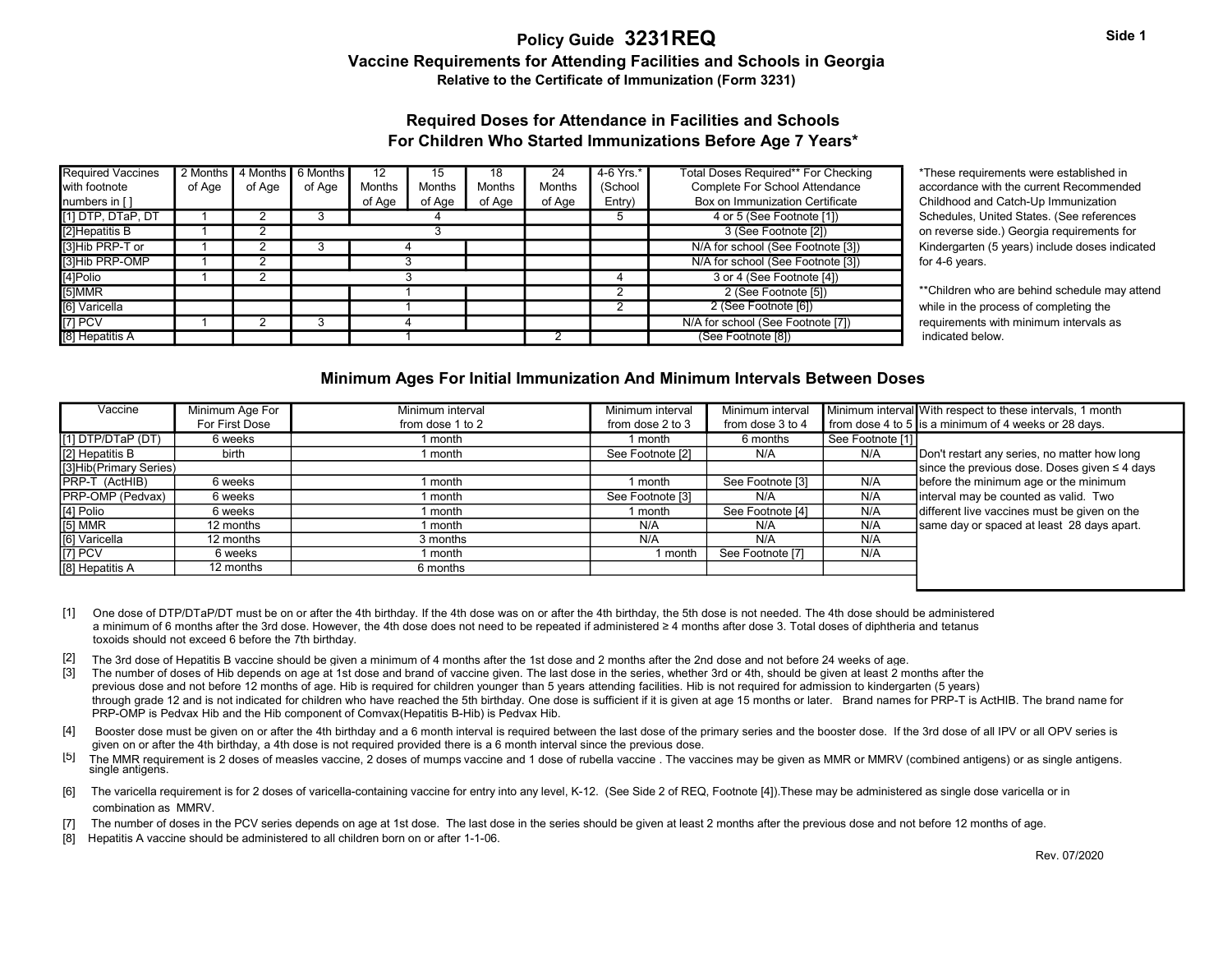# Policy Guide 3231REQ

Side 1

## Vaccine Requirements for Attending Facilities and Schools in Georgia

**Relative to the Certificate of Immunization (Form 3231)**

### Required Doses for Attendance in Facilities and Schools For Children Who Started Immunizations Before Age 7 Years*

| Required Vaccines with footnote numbers in [ ] | 2 Months of Age | 4 Months of Age | 6 Months of Age | 12 Months of Age | 15 Months of Age | 18 Months of Age | 24 Months of Age | 4-6 Yrs.* (School Entry) | Total Doses Required** For Checking Complete For School Attendance Box on Immunization Certificate |
|---|---|---|---|---|---|---|---|---|---|
| [1] DTP, DTaP, DT | 1 | 2 | 3 | 4 | | | | 5 | 4 or 5 (See Footnote [1]) |
| [2]Hepatitis B | 1 | 2 | 3 | | | | | | 3 (See Footnote [2]) |
| [3]Hib PRP-T or | 1 | 2 | 3 | 4 | | | | | N/A for school (See Footnote [3]) |
| [3]Hib PRP-OMP | 1 | 2 | 3 | | | | | | N/A for school (See Footnote [3]) |
| [4]Polio | 1 | 2 | 3 | | | | | 4 | 3 or 4 (See Footnote [4]) |
| [5]MMR | | | | 1 | | | | 2 | 2 (See Footnote [5]) |
| [6] Varicella | | | | 1 | | | | 2 | 2 (See Footnote [6]) |
| [7] PCV | 1 | 2 | 3 | 4 | | | | | N/A for school (See Footnote [7]) |
| [8] Hepatitis A | | | | 1 | | | 2 | | (See Footnote [8]) |

*These requirements were established in accordance with the current Recommended Childhood and Catch-Up Immunization Schedules, United States. (See references on reverse side.) Georgia requirements for Kindergarten (5 years) include doses indicated for 4-6 years.

**Children who are behind schedule may attend while in the process of completing the requirements with minimum intervals as indicated below.

### Minimum Ages For Initial Immunization And Minimum Intervals Between Doses

| Vaccine | Minimum Age For First Dose | Minimum interval from dose 1 to 2 | Minimum interval from dose 2 to 3 | Minimum interval from dose 3 to 4 | Minimum interval from dose 4 to 5 |
|---|---|---|---|---|---|
| [1] DTP/DTaP (DT) | 6 weeks | 1 month | 1 month | 6 months | See Footnote [1] |
| [2] Hepatitis B | birth | 1 month | See Footnote [2] | N/A | N/A |
| [3]Hib(Primary Series) | | | | | |
| PRP-T (ActHIB) | 6 weeks | 1 month | 1 month | See Footnote [3] | N/A |
| PRP-OMP (Pedvax) | 6 weeks | 1 month | See Footnote [3] | N/A | N/A |
| [4] Polio | 6 weeks | 1 month | 1 month | See Footnote [4] | N/A |
| [5] MMR | 12 months | 1 month | N/A | N/A | N/A |
| [6] Varicella | 12 months | 3 months | N/A | N/A | N/A |
| [7] PCV | 6 weeks | 1 month | 1 month | See Footnote [7] | N/A |
| [8] Hepatitis A | 12 months | 6 months | | | |

With respect to these intervals, 1 month is a minimum of 4 weeks or 28 days.

Don't restart any series, no matter how long since the previous dose. Doses given ≤ 4 days before the minimum age or the minimum interval may be counted as valid. Two different live vaccines must be given on the same day or spaced at least 28 days apart.

[1] One dose of DTP/DTaP/DT must be on or after the 4th birthday. If the 4th dose was on or after the 4th birthday, the 5th dose is not needed. The 4th dose should be administered a minimum of 6 months after the 3rd dose. However, the 4th dose does not need to be repeated if administered ≥ 4 months after dose 3. Total doses of diphtheria and tetanus toxoids should not exceed 6 before the 7th birthday.

[2] The 3rd dose of Hepatitis B vaccine should be given a minimum of 4 months after the 1st dose and 2 months after the 2nd dose and not before 24 weeks of age.

[3] The number of doses of Hib depends on age at 1st dose and brand of vaccine given. The last dose in the series, whether 3rd or 4th, should be given at least 2 months after the previous dose and not before 12 months of age. Hib is required for children younger than 5 years attending facilities. Hib is not required for admission to kindergarten (5 years) through grade 12 and is not indicated for children who have reached the 5th birthday. One dose is sufficient if it is given at age 15 months or later. Brand names for PRP-T is ActHIB. The brand name for PRP-OMP is Pedvax Hib and the Hib component of Comvax(Hepatitis B-Hib) is Pedvax Hib.

[4] Booster dose must be given on or after the 4th birthday and a 6 month interval is required between the last dose of the primary series and the booster dose. If the 3rd dose of all IPV or all OPV series is given on or after the 4th birthday, a 4th dose is not required provided there is a 6 month interval since the previous dose.

[5] The MMR requirement is 2 doses of measles vaccine, 2 doses of mumps vaccine and 1 dose of rubella vaccine . The vaccines may be given as MMR or MMRV (combined antigens) or as single antigens.

[6] The varicella requirement is for 2 doses of varicella-containing vaccine for entry into any level, K-12. (See Side 2 of REQ, Footnote [4]).These may be administered as single dose varicella or in combination as MMRV.

[7] The number of doses in the PCV series depends on age at 1st dose. The last dose in the series should be given at least 2 months after the previous dose and not before 12 months of age.

[8] Hepatitis A vaccine should be administered to all children born on or after 1-1-06.

Rev. 07/2020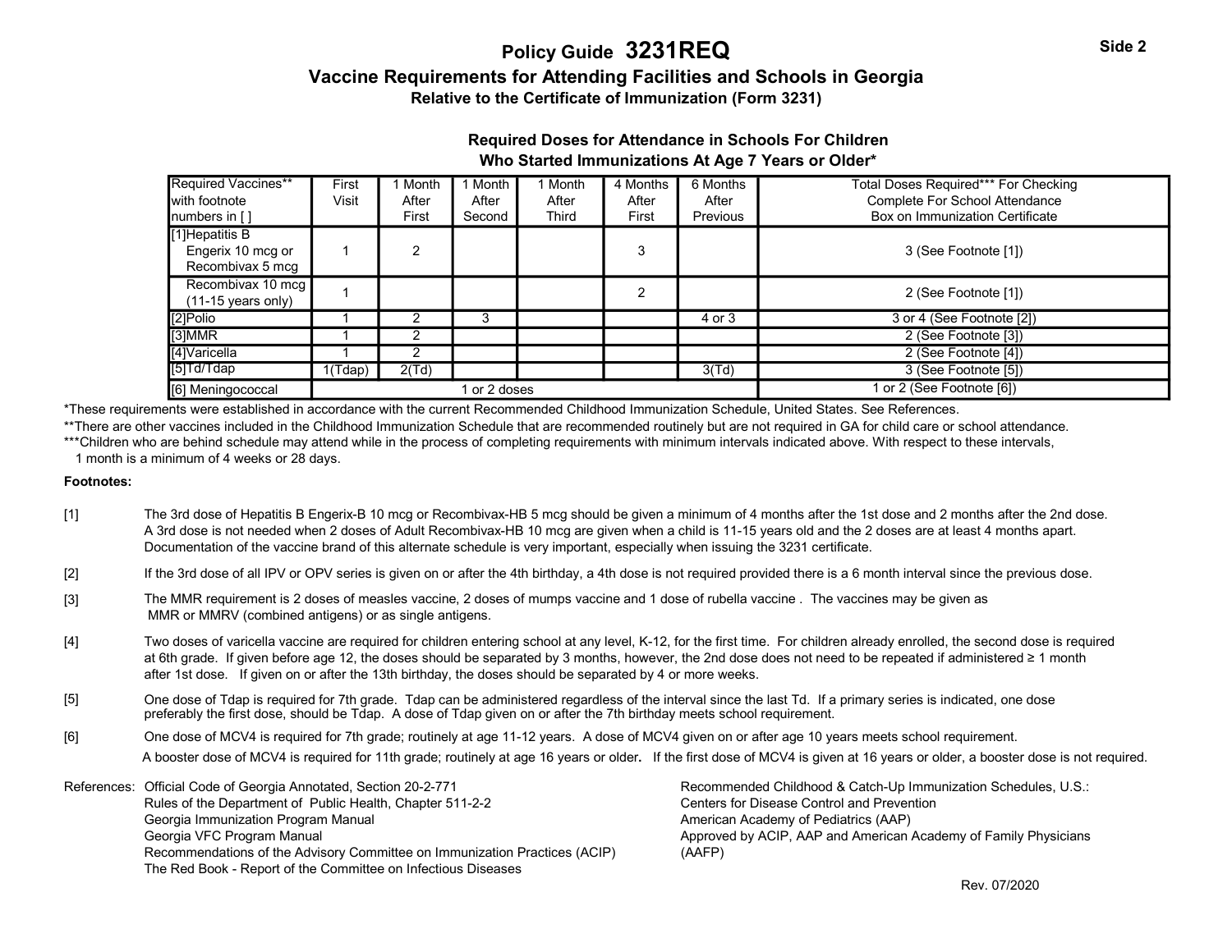# Policy Guide 3231REQ

## Vaccine Requirements for Attending Facilities and Schools in Georgia

### Relative to the Certificate of Immunization (Form 3231)

### Required Doses for Attendance in Schools For Children Who Started Immunizations At Age 7 Years or Older*

| Required Vaccines** with footnote numbers in [ ] | First Visit | 1 Month After First | 1 Month After Second | 1 Month After Third | 4 Months After First | 6 Months After Previous | Total Doses Required*** For Checking Complete For School Attendance Box on Immunization Certificate |
|---|---|---|---|---|---|---|---|
| [1]Hepatitis B Engerix 10 mcg or Recombivax 5 mcg | 1 | 2 | | | 3 | | 3 (See Footnote [1]) |
| Recombivax 10 mcg (11-15 years only) | 1 | | | | 2 | | 2 (See Footnote [1]) |
| [2]Polio | 1 | 2 | 3 | | | 4 or 3 | 3 or 4 (See Footnote [2]) |
| [3]MMR | 1 | 2 | | | | | 2 (See Footnote [3]) |
| [4]Varicella | 1 | 2 | | | | | 2 (See Footnote [4]) |
| [5]Td/Tdap | 1(Tdap) | 2(Td) | | | | 3(Td) | 3 (See Footnote [5]) |
| [6] Meningococcal | 1 or 2 doses | | | | | | 1 or 2 (See Footnote [6]) |

*These requirements were established in accordance with the current Recommended Childhood Immunization Schedule, United States. See References.

**There are other vaccines included in the Childhood Immunization Schedule that are recommended routinely but are not required in GA for child care or school attendance.

***Children who are behind schedule may attend while in the process of completing requirements with minimum intervals indicated above. With respect to these intervals, 1 month is a minimum of 4 weeks or 28 days.

**Footnotes:**

[1] The 3rd dose of Hepatitis B Engerix-B 10 mcg or Recombivax-HB 5 mcg should be given a minimum of 4 months after the 1st dose and 2 months after the 2nd dose. A 3rd dose is not needed when 2 doses of Adult Recombivax-HB 10 mcg are given when a child is 11-15 years old and the 2 doses are at least 4 months apart. Documentation of the vaccine brand of this alternate schedule is very important, especially when issuing the 3231 certificate.

[2] If the 3rd dose of all IPV or OPV series is given on or after the 4th birthday, a 4th dose is not required provided there is a 6 month interval since the previous dose.

[3] The MMR requirement is 2 doses of measles vaccine, 2 doses of mumps vaccine and 1 dose of rubella vaccine . The vaccines may be given as MMR or MMRV (combined antigens) or as single antigens.

[4] Two doses of varicella vaccine are required for children entering school at any level, K-12, for the first time. For children already enrolled, the second dose is required at 6th grade. If given before age 12, the doses should be separated by 3 months, however, the 2nd dose does not need to be repeated if administered ≥ 1 month after 1st dose. If given on or after the 13th birthday, the doses should be separated by 4 or more weeks.

[5] One dose of Tdap is required for 7th grade. Tdap can be administered regardless of the interval since the last Td. If a primary series is indicated, one dose preferably the first dose, should be Tdap. A dose of Tdap given on or after the 7th birthday meets school requirement.

[6] One dose of MCV4 is required for 7th grade; routinely at age 11-12 years. A dose of MCV4 given on or after age 10 years meets school requirement. A booster dose of MCV4 is required for 11th grade; routinely at age 16 years or older**.** If the first dose of MCV4 is given at 16 years or older, a booster dose is not required.

References:
Official Code of Georgia Annotated, Section 20-2-771
Rules of the Department of Public Health, Chapter 511-2-2
Georgia Immunization Program Manual
Georgia VFC Program Manual
Recommendations of the Advisory Committee on Immunization Practices (ACIP)
The Red Book - Report of the Committee on Infectious Diseases

Recommended Childhood & Catch-Up Immunization Schedules, U.S.:
Centers for Disease Control and Prevention
American Academy of Pediatrics (AAP)
Approved by ACIP, AAP and American Academy of Family Physicians (AAFP)

Rev. 07/2020